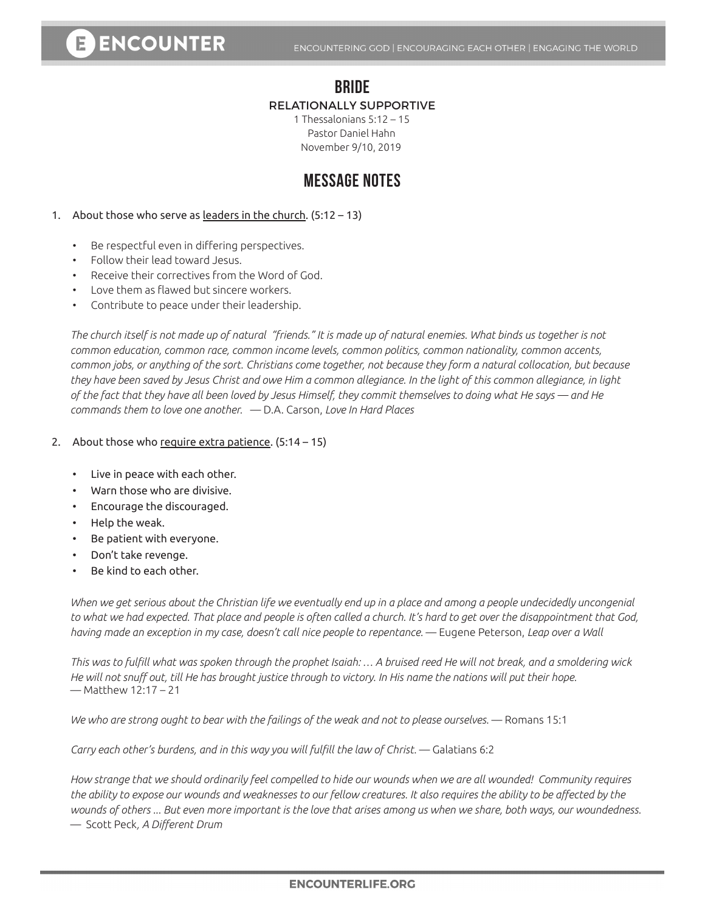# BRIDE

## RELATIONALLY SUPPORTIVE

1 Thessalonians 5:12 – 15
Pastor Daniel Hahn
November 9/10, 2019

## MESSAGE NOTES

1. About those who serve as leaders in the church. (5:12 – 13)

   - Be respectful even in differing perspectives.
   - Follow their lead toward Jesus.
   - Receive their correctives from the Word of God.
   - Love them as flawed but sincere workers.
   - Contribute to peace under their leadership.

*The church itself is not made up of natural "friends." It is made up of natural enemies. What binds us together is not common education, common race, common income levels, common politics, common nationality, common accents, common jobs, or anything of the sort. Christians come together, not because they form a natural collocation, but because they have been saved by Jesus Christ and owe Him a common allegiance. In the light of this common allegiance, in light of the fact that they have all been loved by Jesus Himself, they commit themselves to doing what He says — and He commands them to love one another.* — D.A. Carson, *Love In Hard Places*

2. About those who require extra patience. (5:14 – 15)

   - Live in peace with each other.
   - Warn those who are divisive.
   - Encourage the discouraged.
   - Help the weak.
   - Be patient with everyone.
   - Don't take revenge.
   - Be kind to each other.

*When we get serious about the Christian life we eventually end up in a place and among a people undecidedly uncongenial to what we had expected. That place and people is often called a church. It's hard to get over the disappointment that God, having made an exception in my case, doesn't call nice people to repentance.* — Eugene Peterson, *Leap over a Wall*

*This was to fulfill what was spoken through the prophet Isaiah: … A bruised reed He will not break, and a smoldering wick He will not snuff out, till He has brought justice through to victory. In His name the nations will put their hope.* — Matthew 12:17 – 21

*We who are strong ought to bear with the failings of the weak and not to please ourselves.* — Romans 15:1

*Carry each other's burdens, and in this way you will fulfill the law of Christ.* — Galatians 6:2

*How strange that we should ordinarily feel compelled to hide our wounds when we are all wounded! Community requires the ability to expose our wounds and weaknesses to our fellow creatures. It also requires the ability to be affected by the wounds of others … But even more important is the love that arises among us when we share, both ways, our woundedness.* — Scott Peck, *A Different Drum*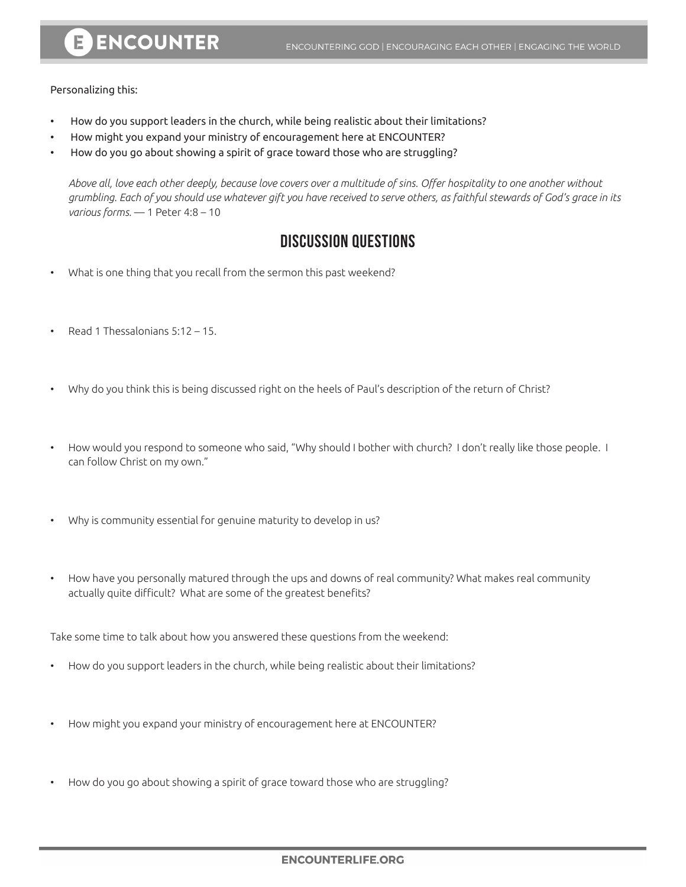Personalizing this:

- How do you support leaders in the church, while being realistic about their limitations?
- How might you expand your ministry of encouragement here at ENCOUNTER?
- How do you go about showing a spirit of grace toward those who are struggling?

*Above all, love each other deeply, because love covers over a multitude of sins. Offer hospitality to one another without grumbling. Each of you should use whatever gift you have received to serve others, as faithful stewards of God's grace in its various forms.* — 1 Peter 4:8 – 10

## DISCUSSION QUESTIONS

- What is one thing that you recall from the sermon this past weekend?
- Read 1 Thessalonians 5:12 – 15.
- Why do you think this is being discussed right on the heels of Paul's description of the return of Christ?
- How would you respond to someone who said, "Why should I bother with church? I don't really like those people. I can follow Christ on my own."
- Why is community essential for genuine maturity to develop in us?
- How have you personally matured through the ups and downs of real community? What makes real community actually quite difficult? What are some of the greatest benefits?

Take some time to talk about how you answered these questions from the weekend:

- How do you support leaders in the church, while being realistic about their limitations?
- How might you expand your ministry of encouragement here at ENCOUNTER?
- How do you go about showing a spirit of grace toward those who are struggling?